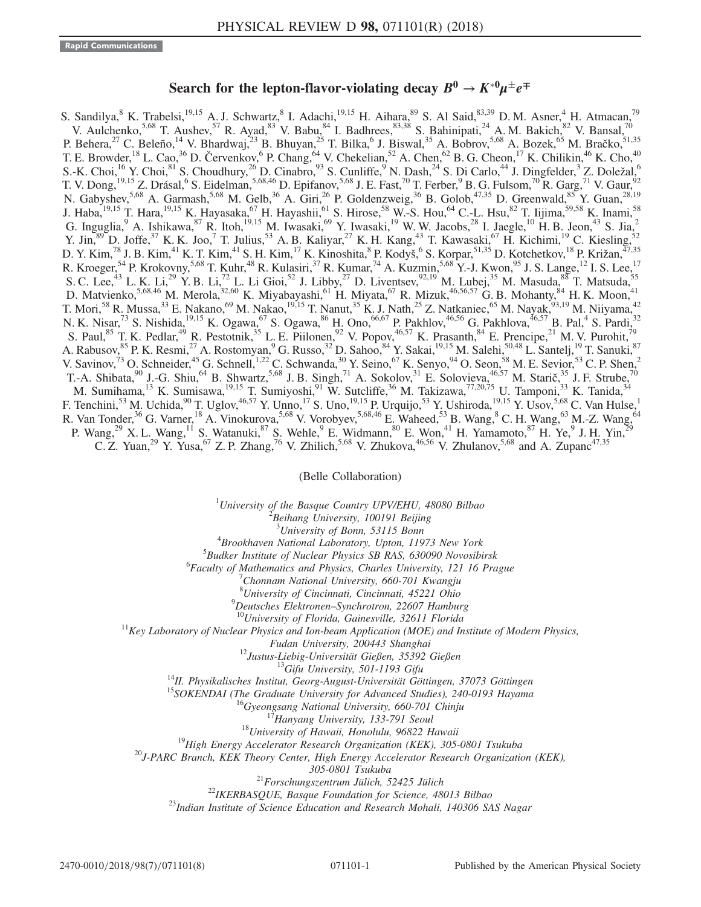Rapid Communications

# Search for the lepton-flavor-violating decay $B^0 \to K^{*0}\mu^\pm e^\mp$

S. Sandilya,[8] K. Trabelsi,[19,15] A. J. Schwartz,[8] I. Adachi,[19,15] H. Aihara,[89] S. Al Said,[83,39] D. M. Asner,[4] H. Atmacan,[79] V. Aulchenko,[5,68] T. Aushev,[57] R. Ayad,[83] V. Babu,[84] I. Badhrees,[83,38] S. Bahinipati,[24] A. M. Bakich,[82] V. Bansal,[70] P. Behera,[27] C. Beleño,[14] V. Bhardwaj,[23] B. Bhuyan,[25] T. Bilka,[6] J. Biswal,[35] A. Bobrov,[5,68] A. Bozek,[65] M. Bračko,[51,35] T. E. Browder,[18] L. Cao,[36] D. Červenkov,[6] P. Chang,[64] V. Chekelian,[52] A. Chen,[62] B. G. Cheon,[17] K. Chilikin,[46] K. Cho,[40] S.-K. Choi,[16] Y. Choi,[81] S. Choudhury,[26] D. Cinabro,[93] S. Cunliffe,[9] N. Dash,[24] S. Di Carlo,[44] J. Dingfelder,[3] Z. Doležal,[6] T. V. Dong,[19,15] Z. Drásal,[6] S. Eidelman,[5,68,46] D. Epifanov,[5,68] J. E. Fast,[70] T. Ferber,[9] B. G. Fulsom,[70] R. Garg,[71] V. Gaur,[92] N. Gabyshev,[5,68] A. Garmash,[5,68] M. Gelb,[36] A. Giri,[26] P. Goldenzweig,[36] B. Golob,[47,35] D. Greenwald,[85] Y. Guan,[28,19] J. Haba,[19,15] T. Hara,[19,15] K. Hayasaka,[67] H. Hayashii,[61] S. Hirose,[58] W.-S. Hou,[64] C.-L. Hsu,[82] T. Iijima,[59,58] K. Inami,[58] G. Inguglia,[9] A. Ishikawa,[87] R. Itoh,[19,15] M. Iwasaki,[69] Y. Iwasaki,[19] W. W. Jacobs,[28] I. Jaegle,[10] H. B. Jeon,[43] S. Jia,[2] Y. Jin,[89] D. Joffe,[37] K. K. Joo,[7] T. Julius,[53] A. B. Kaliyar,[27] K. H. Kang,[43] T. Kawasaki,[67] H. Kichimi,[19] C. Kiesling,[52] D. Y. Kim,[78] J. B. Kim,[41] K. T. Kim,[41] S. H. Kim,[17] K. Kinoshita,[8] P. Kodyš,[6] S. Korpar,[51,35] D. Kotchetkov,[18] P. Križan,[47,35] R. Kroeger,[54] P. Krokovny,[5,68] T. Kuhr,[48] R. Kulasiri,[37] R. Kumar,[74] A. Kuzmin,[5,68] Y.-J. Kwon,[95] J. S. Lange,[12] I. S. Lee,[17] S. C. Lee,[43] L. K. Li,[29] Y. B. Li,[72] L. Li Gioi,[52] J. Libby,[27] D. Liventsev,[92,19] M. Lubej,[35] M. Masuda,[88] T. Matsuda,[55] D. Matvienko,[5,68,46] M. Merola,[32,60] K. Miyabayashi,[61] H. Miyata,[67] R. Mizuk,[46,56,57] G. B. Mohanty,[84] H. K. Moon,[41] T. Mori,[58] R. Mussa,[33] E. Nakano,[69] M. Nakao,[19,15] T. Nanut,[35] K. J. Nath,[25] Z. Natkaniec,[65] M. Nayak,[93,19] M. Niiyama,[42] N. K. Nisar,[73] S. Nishida,[19,15] K. Ogawa,[67] S. Ogawa,[86] H. Ono,[66,67] P. Pakhlov,[46,56] G. Pakhlova,[46,57] B. Pal,[4] S. Pardi,[32] S. Paul,[85] T. K. Pedlar,[49] R. Pestotnik,[35] L. E. Piilonen,[92] V. Popov,[46,57] K. Prasanth,[84] E. Prencipe,[21] M. V. Purohit,[79] A. Rabusov,[85] P. K. Resmi,[27] A. Rostomyan,[9] G. Russo,[32] D. Sahoo,[84] Y. Sakai,[19,15] M. Salehi,[50,48] L. Santelj,[19] T. Sanuki,[87] V. Savinov,[73] O. Schneider,[45] G. Schnell,[1,22] C. Schwanda,[30] Y. Seino,[67] K. Senyo,[94] O. Seon,[58] M. E. Sevior,[53] C. P. Shen,[2] T.-A. Shibata,[90] J.-G. Shiu,[64] B. Shwartz,[5,68] J. B. Singh,[71] A. Sokolov,[31] E. Solovieva,[46,57] M. Starič,[35] J. F. Strube,[70] M. Sumihama,[13] K. Sumisawa,[19,15] T. Sumiyoshi,[91] W. Sutcliffe,[36] M. Takizawa,[77,20,75] U. Tamponi,[33] K. Tanida,[34] F. Tenchini,[53] M. Uchida,[90] T. Uglov,[46,57] Y. Unno,[17] S. Uno,[19,15] P. Urquijo,[53] Y. Ushiroda,[19,15] Y. Usov,[5,68] C. Van Hulse,[1] R. Van Tonder,[36] G. Varner,[18] A. Vinokurova,[5,68] V. Vorobyev,[5,68,46] E. Waheed,[53] B. Wang,[8] C. H. Wang,[63] M.-Z. Wang,[64] P. Wang,[29] X. L. Wang,[11] S. Watanuki,[87] S. Wehle,[9] E. Widmann,[80] E. Won,[41] H. Yamamoto,[87] H. Ye,[9] J. H. Yin,[29] C. Z. Yuan,[29] Y. Yusa,[67] Z. P. Zhang,[76] V. Zhilich,[5,68] V. Zhukova,[46,56] V. Zhulanov,[5,68] and A. Zupanc[47,35]

(Belle Collaboration)

[1]*University of the Basque Country UPV/EHU, 48080 Bilbao*
[2]*Beihang University, 100191 Beijing*
[3]*University of Bonn, 53115 Bonn*
[4]*Brookhaven National Laboratory, Upton, 11973 New York*
[5]*Budker Institute of Nuclear Physics SB RAS, 630090 Novosibirsk*
[6]*Faculty of Mathematics and Physics, Charles University, 121 16 Prague*
[7]*Chonnam National University, 660-701 Kwangju*
[8]*University of Cincinnati, Cincinnati, 45221 Ohio*
[9]*Deutsches Elektronen–Synchrotron, 22607 Hamburg*
[10]*University of Florida, Gainesville, 32611 Florida*
[11]*Key Laboratory of Nuclear Physics and Ion-beam Application (MOE) and Institute of Modern Physics, Fudan University, 200443 Shanghai*
[12]*Justus-Liebig-Universität Gießen, 35392 Gießen*
[13]*Gifu University, 501-1193 Gifu*
[14]*II. Physikalisches Institut, Georg-August-Universität Göttingen, 37073 Göttingen*
[15]*SOKENDAI (The Graduate University for Advanced Studies), 240-0193 Hayama*
[16]*Gyeongsang National University, 660-701 Chinju*
[17]*Hanyang University, 133-791 Seoul*
[18]*University of Hawaii, Honolulu, 96822 Hawaii*
[19]*High Energy Accelerator Research Organization (KEK), 305-0801 Tsukuba*
[20]*J-PARC Branch, KEK Theory Center, High Energy Accelerator Research Organization (KEK), 305-0801 Tsukuba*
[21]*Forschungszentrum Jülich, 52425 Jülich*
[22]*IKERBASQUE, Basque Foundation for Science, 48013 Bilbao*
[23]*Indian Institute of Science Education and Research Mohali, 140306 SAS Nagar*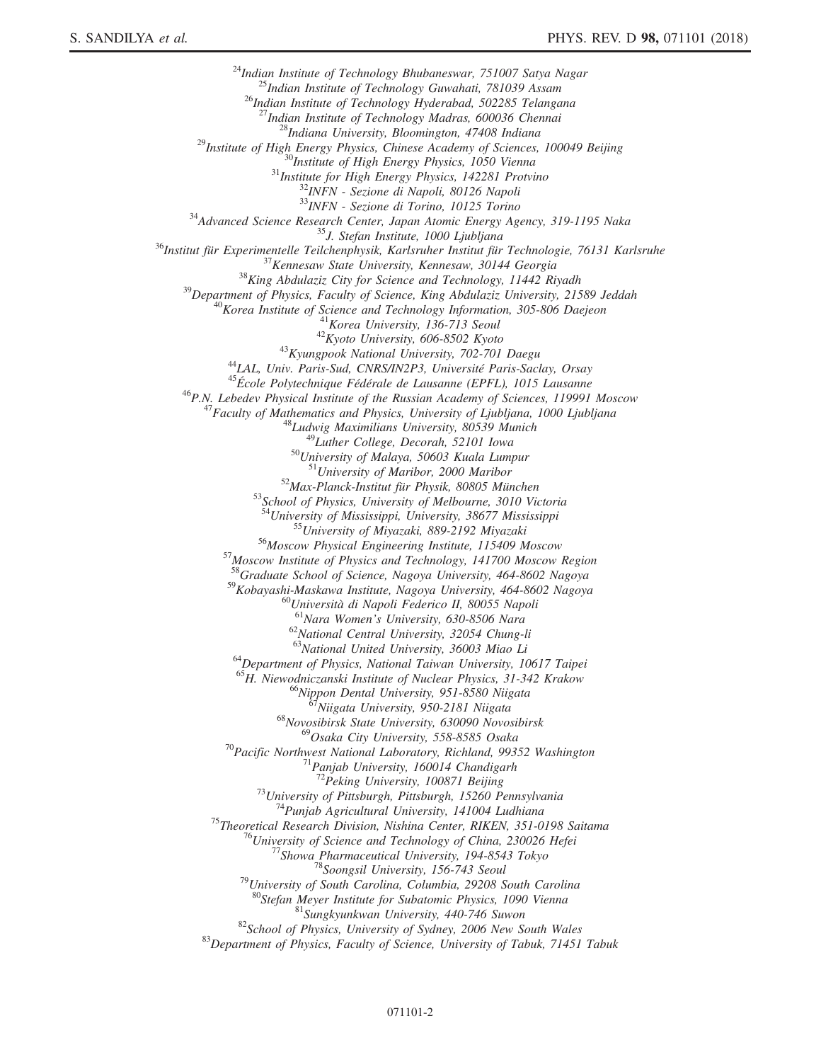[24]*Indian Institute of Technology Bhubaneswar, 751007 Satya Nagar*
[25]*Indian Institute of Technology Guwahati, 781039 Assam*
[26]*Indian Institute of Technology Hyderabad, 502285 Telangana*
[27]*Indian Institute of Technology Madras, 600036 Chennai*
[28]*Indiana University, Bloomington, 47408 Indiana*
[29]*Institute of High Energy Physics, Chinese Academy of Sciences, 100049 Beijing*
[30]*Institute of High Energy Physics, 1050 Vienna*
[31]*Institute for High Energy Physics, 142281 Protvino*
[32]*INFN - Sezione di Napoli, 80126 Napoli*
[33]*INFN - Sezione di Torino, 10125 Torino*
[34]*Advanced Science Research Center, Japan Atomic Energy Agency, 319-1195 Naka*
[35]*J. Stefan Institute, 1000 Ljubljana*
[36]*Institut für Experimentelle Teilchenphysik, Karlsruher Institut für Technologie, 76131 Karlsruhe*
[37]*Kennesaw State University, Kennesaw, 30144 Georgia*
[38]*King Abdulaziz City for Science and Technology, 11442 Riyadh*
[39]*Department of Physics, Faculty of Science, King Abdulaziz University, 21589 Jeddah*
[40]*Korea Institute of Science and Technology Information, 305-806 Daejeon*
[41]*Korea University, 136-713 Seoul*
[42]*Kyoto University, 606-8502 Kyoto*
[43]*Kyungpook National University, 702-701 Daegu*
[44]*LAL, Univ. Paris-Sud, CNRS/IN2P3, Université Paris-Saclay, Orsay*
[45]*École Polytechnique Fédérale de Lausanne (EPFL), 1015 Lausanne*
[46]*P.N. Lebedev Physical Institute of the Russian Academy of Sciences, 119991 Moscow*
[47]*Faculty of Mathematics and Physics, University of Ljubljana, 1000 Ljubljana*
[48]*Ludwig Maximilians University, 80539 Munich*
[49]*Luther College, Decorah, 52101 Iowa*
[50]*University of Malaya, 50603 Kuala Lumpur*
[51]*University of Maribor, 2000 Maribor*
[52]*Max-Planck-Institut für Physik, 80805 München*
[53]*School of Physics, University of Melbourne, 3010 Victoria*
[54]*University of Mississippi, University, 38677 Mississippi*
[55]*University of Miyazaki, 889-2192 Miyazaki*
[56]*Moscow Physical Engineering Institute, 115409 Moscow*
[57]*Moscow Institute of Physics and Technology, 141700 Moscow Region*
[58]*Graduate School of Science, Nagoya University, 464-8602 Nagoya*
[59]*Kobayashi-Maskawa Institute, Nagoya University, 464-8602 Nagoya*
[60]*Università di Napoli Federico II, 80055 Napoli*
[61]*Nara Women's University, 630-8506 Nara*
[62]*National Central University, 32054 Chung-li*
[63]*National United University, 36003 Miao Li*
[64]*Department of Physics, National Taiwan University, 10617 Taipei*
[65]*H. Niewodniczanski Institute of Nuclear Physics, 31-342 Krakow*
[66]*Nippon Dental University, 951-8580 Niigata*
[67]*Niigata University, 950-2181 Niigata*
[68]*Novosibirsk State University, 630090 Novosibirsk*
[69]*Osaka City University, 558-8585 Osaka*
[70]*Pacific Northwest National Laboratory, Richland, 99352 Washington*
[71]*Panjab University, 160014 Chandigarh*
[72]*Peking University, 100871 Beijing*
[73]*University of Pittsburgh, Pittsburgh, 15260 Pennsylvania*
[74]*Punjab Agricultural University, 141004 Ludhiana*
[75]*Theoretical Research Division, Nishina Center, RIKEN, 351-0198 Saitama*
[76]*University of Science and Technology of China, 230026 Hefei*
[77]*Showa Pharmaceutical University, 194-8543 Tokyo*
[78]*Soongsil University, 156-743 Seoul*
[79]*University of South Carolina, Columbia, 29208 South Carolina*
[80]*Stefan Meyer Institute for Subatomic Physics, 1090 Vienna*
[81]*Sungkyunkwan University, 440-746 Suwon*
[82]*School of Physics, University of Sydney, 2006 New South Wales*
[83]*Department of Physics, Faculty of Science, University of Tabuk, 71451 Tabuk*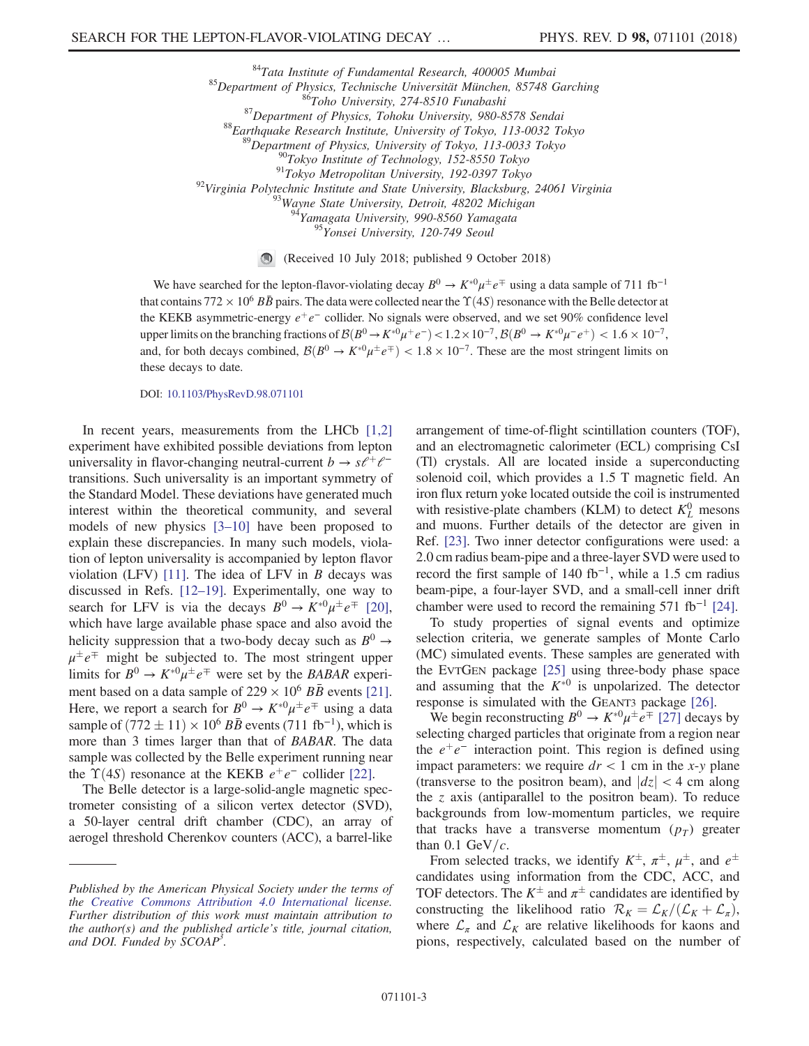[84]*Tata Institute of Fundamental Research, 400005 Mumbai*
[85]*Department of Physics, Technische Universität München, 85748 Garching*
[86]*Toho University, 274-8510 Funabashi*
[87]*Department of Physics, Tohoku University, 980-8578 Sendai*
[88]*Earthquake Research Institute, University of Tokyo, 113-0032 Tokyo*
[89]*Department of Physics, University of Tokyo, 113-0033 Tokyo*
[90]*Tokyo Institute of Technology, 152-8550 Tokyo*
[91]*Tokyo Metropolitan University, 192-0397 Tokyo*
[92]*Virginia Polytechnic Institute and State University, Blacksburg, 24061 Virginia*
[93]*Wayne State University, Detroit, 48202 Michigan*
[94]*Yamagata University, 990-8560 Yamagata*
[95]*Yonsei University, 120-749 Seoul*

(Received 10 July 2018; published 9 October 2018)

We have searched for the lepton-flavor-violating decay $B^0 \to K^{*0}\mu^\pm e^\mp$ using a data sample of 711 $\mathrm{fb}^{-1}$ that contains $772 \times 10^6$ $B\bar{B}$ pairs. The data were collected near the $\Upsilon(4S)$ resonance with the Belle detector at the KEKB asymmetric-energy $e^+e^-$ collider. No signals were observed, and we set 90% confidence level upper limits on the branching fractions of $\mathcal{B}(B^0 \to K^{*0}\mu^+e^-) < 1.2 \times 10^{-7}$, $\mathcal{B}(B^0 \to K^{*0}\mu^-e^+) < 1.6 \times 10^{-7}$, and, for both decays combined, $\mathcal{B}(B^0 \to K^{*0}\mu^\pm e^\mp) < 1.8 \times 10^{-7}$. These are the most stringent limits on these decays to date.

DOI: 10.1103/PhysRevD.98.071101

In recent years, measurements from the LHCb [1,2] experiment have exhibited possible deviations from lepton universality in flavor-changing neutral-current $b \to s\ell^+\ell^-$ transitions. Such universality is an important symmetry of the Standard Model. These deviations have generated much interest within the theoretical community, and several models of new physics [3–10] have been proposed to explain these discrepancies. In many such models, violation of lepton universality is accompanied by lepton flavor violation (LFV) [11]. The idea of LFV in $B$ decays was discussed in Refs. [12–19]. Experimentally, one way to search for LFV is via the decays $B^0 \to K^{*0}\mu^\pm e^\mp$ [20], which have large available phase space and also avoid the helicity suppression that a two-body decay such as $B^0 \to \mu^\pm e^\mp$ might be subjected to. The most stringent upper limits for $B^0 \to K^{*0}\mu^\pm e^\mp$ were set by the *BABAR* experiment based on a data sample of $229 \times 10^6$ $B\bar{B}$ events [21]. Here, we report a search for $B^0 \to K^{*0}\mu^\pm e^\mp$ using a data sample of $(772 \pm 11) \times 10^6$ $B\bar{B}$ events (711 $\mathrm{fb}^{-1}$), which is more than 3 times larger than that of *BABAR*. The data sample was collected by the Belle experiment running near the $\Upsilon(4S)$ resonance at the KEKB $e^+e^-$ collider [22].

The Belle detector is a large-solid-angle magnetic spectrometer consisting of a silicon vertex detector (SVD), a 50-layer central drift chamber (CDC), an array of aerogel threshold Cherenkov counters (ACC), a barrel-like arrangement of time-of-flight scintillation counters (TOF), and an electromagnetic calorimeter (ECL) comprising CsI (Tl) crystals. All are located inside a superconducting solenoid coil, which provides a 1.5 T magnetic field. An iron flux return yoke located outside the coil is instrumented with resistive-plate chambers (KLM) to detect $K_L^0$ mesons and muons. Further details of the detector are given in Ref. [23]. Two inner detector configurations were used: a 2.0 cm radius beam-pipe and a three-layer SVD were used to record the first sample of 140 $\mathrm{fb}^{-1}$, while a 1.5 cm radius beam-pipe, a four-layer SVD, and a small-cell inner drift chamber were used to record the remaining 571 $\mathrm{fb}^{-1}$ [24].

To study properties of signal events and optimize selection criteria, we generate samples of Monte Carlo (MC) simulated events. These samples are generated with the EvtGen package [25] using three-body phase space and assuming that the $K^{*0}$ is unpolarized. The detector response is simulated with the Geant3 package [26].

We begin reconstructing $B^0 \to K^{*0}\mu^\pm e^\mp$ [27] decays by selecting charged particles that originate from a region near the $e^+e^-$ interaction point. This region is defined using impact parameters: we require $dr < 1$ cm in the $x$-$y$ plane (transverse to the positron beam), and $|dz| < 4$ cm along the $z$ axis (antiparallel to the positron beam). To reduce backgrounds from low-momentum particles, we require that tracks have a transverse momentum ($p_T$) greater than 0.1 GeV/$c$.

From selected tracks, we identify $K^\pm$, $\pi^\pm$, $\mu^\pm$, and $e^\pm$ candidates using information from the CDC, ACC, and TOF detectors. The $K^\pm$ and $\pi^\pm$ candidates are identified by constructing the likelihood ratio $\mathcal{R}_K = \mathcal{L}_K/(\mathcal{L}_K + \mathcal{L}_\pi)$, where $\mathcal{L}_\pi$ and $\mathcal{L}_K$ are relative likelihoods for kaons and pions, respectively, calculated based on the number of

*Published by the American Physical Society under the terms of the Creative Commons Attribution 4.0 International license. Further distribution of this work must maintain attribution to the author(s) and the published article's title, journal citation, and DOI. Funded by SCOAP[3].*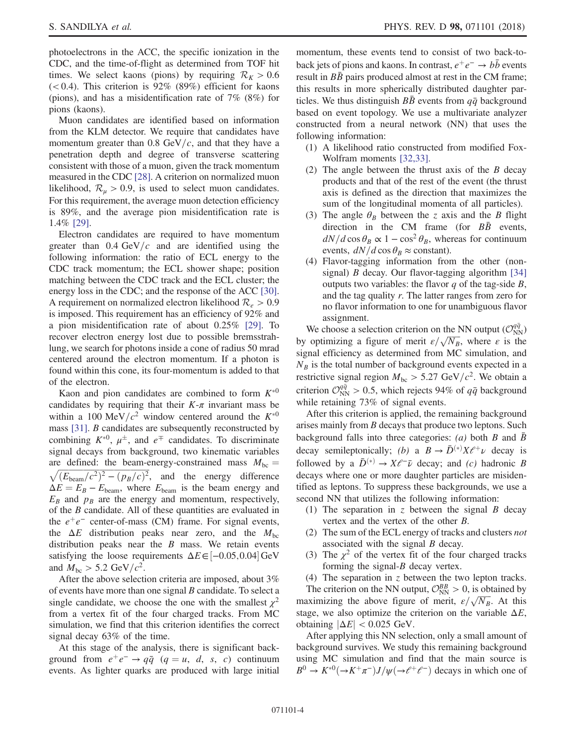photoelectrons in the ACC, the specific ionization in the CDC, and the time-of-flight as determined from TOF hit times. We select kaons (pions) by requiring $\mathcal{R}_K > 0.6$ ($< 0.4$). This criterion is 92% (89%) efficient for kaons (pions), and has a misidentification rate of 7% (8%) for pions (kaons).

Muon candidates are identified based on information from the KLM detector. We require that candidates have momentum greater than $0.8\ \text{GeV}/c$, and that they have a penetration depth and degree of transverse scattering consistent with those of a muon, given the track momentum measured in the CDC [28]. A criterion on normalized muon likelihood, $\mathcal{R}_\mu > 0.9$, is used to select muon candidates. For this requirement, the average muon detection efficiency is 89%, and the average pion misidentification rate is 1.4% [29].

Electron candidates are required to have momentum greater than $0.4\ \text{GeV}/c$ and are identified using the following information: the ratio of ECL energy to the CDC track momentum; the ECL shower shape; position matching between the CDC track and the ECL cluster; the energy loss in the CDC; and the response of the ACC [30]. A requirement on normalized electron likelihood $\mathcal{R}_e > 0.9$ is imposed. This requirement has an efficiency of 92% and a pion misidentification rate of about 0.25% [29]. To recover electron energy lost due to possible bremsstrahlung, we search for photons inside a cone of radius 50 mrad centered around the electron momentum. If a photon is found within this cone, its four-momentum is added to that of the electron.

Kaon and pion candidates are combined to form $K^{*0}$ candidates by requiring that their $K$-$\pi$ invariant mass be within a $100\ \text{MeV}/c^2$ window centered around the $K^{*0}$ mass [31]. $B$ candidates are subsequently reconstructed by combining $K^{*0}$, $\mu^\pm$, and $e^\mp$ candidates. To discriminate signal decays from background, two kinematic variables are defined: the beam-energy-constrained mass $M_{\text{bc}} = \sqrt{(E_{\text{beam}}/c^2)^2 - (p_B/c)^2}$, and the energy difference $\Delta E = E_B - E_{\text{beam}}$, where $E_{\text{beam}}$ is the beam energy and $E_B$ and $p_B$ are the energy and momentum, respectively, of the $B$ candidate. All of these quantities are evaluated in the $e^+e^-$ center-of-mass (CM) frame. For signal events, the $\Delta E$ distribution peaks near zero, and the $M_{\text{bc}}$ distribution peaks near the $B$ mass. We retain events satisfying the loose requirements $\Delta E \in [-0.05, 0.04]$ GeV and $M_{\text{bc}} > 5.2\ \text{GeV}/c^2$.

After the above selection criteria are imposed, about 3% of events have more than one signal $B$ candidate. To select a single candidate, we choose the one with the smallest $\chi^2$ from a vertex fit of the four charged tracks. From MC simulation, we find that this criterion identifies the correct signal decay 63% of the time.

At this stage of the analysis, there is significant background from $e^+e^- \to q\bar{q}$ ($q = u,\ d,\ s,\ c$) continuum events. As lighter quarks are produced with large initial momentum, these events tend to consist of two back-to-back jets of pions and kaons. In contrast, $e^+e^- \to b\bar{b}$ events result in $B\bar{B}$ pairs produced almost at rest in the CM frame; this results in more spherically distributed daughter particles. We thus distinguish $B\bar{B}$ events from $q\bar{q}$ background based on event topology. We use a multivariate analyzer constructed from a neural network (NN) that uses the following information:

1. A likelihood ratio constructed from modified Fox-Wolfram moments [32,33].
2. The angle between the thrust axis of the $B$ decay products and that of the rest of the event (the thrust axis is defined as the direction that maximizes the sum of the longitudinal momenta of all particles).
3. The angle $\theta_B$ between the $z$ axis and the $B$ flight direction in the CM frame (for $B\bar{B}$ events, $dN/d\cos\theta_B \propto 1 - \cos^2\theta_B$, whereas for continuum events, $dN/d\cos\theta_B \approx \text{constant}$).
4. Flavor-tagging information from the other (non-signal) $B$ decay. Our flavor-tagging algorithm [34] outputs two variables: the flavor $q$ of the tag-side $B$, and the tag quality $r$. The latter ranges from zero for no flavor information to one for unambiguous flavor assignment.

We choose a selection criterion on the NN output ($\mathcal{O}_{\text{NN}}^{q\bar{q}}$) by optimizing a figure of merit $\varepsilon/\sqrt{N_B}$, where $\varepsilon$ is the signal efficiency as determined from MC simulation, and $N_B$ is the total number of background events expected in a restrictive signal region $M_{\text{bc}} > 5.27\ \text{GeV}/c^2$. We obtain a criterion $\mathcal{O}_{\text{NN}}^{q\bar{q}} > 0.5$, which rejects 94% of $q\bar{q}$ background while retaining 73% of signal events.

After this criterion is applied, the remaining background arises mainly from $B$ decays that produce two leptons. Such background falls into three categories: *(a)* both $B$ and $\bar{B}$ decay semileptonically; *(b)* a $B \to \bar{D}^{(*)}X\ell^+\nu$ decay is followed by a $\bar{D}^{(*)} \to X\ell^-\bar{\nu}$ decay; and *(c)* hadronic $B$ decays where one or more daughter particles are misidentified as leptons. To suppress these backgrounds, we use a second NN that utilizes the following information:

1. The separation in $z$ between the signal $B$ decay vertex and the vertex of the other $B$.
2. The sum of the ECL energy of tracks and clusters *not* associated with the signal $B$ decay.
3. The $\chi^2$ of the vertex fit of the four charged tracks forming the signal-$B$ decay vertex.
4. The separation in $z$ between the two lepton tracks.

The criterion on the NN output, $\mathcal{O}_{\text{NN}}^{BB} > 0$, is obtained by maximizing the above figure of merit, $\varepsilon/\sqrt{N_B}$. At this stage, we also optimize the criterion on the variable $\Delta E$, obtaining $|\Delta E| < 0.025$ GeV.

After applying this NN selection, only a small amount of background survives. We study this remaining background using MC simulation and find that the main source is $B^0 \to K^{*0}(\to K^+\pi^-)J/\psi(\to \ell^+\ell^-)$ decays in which one of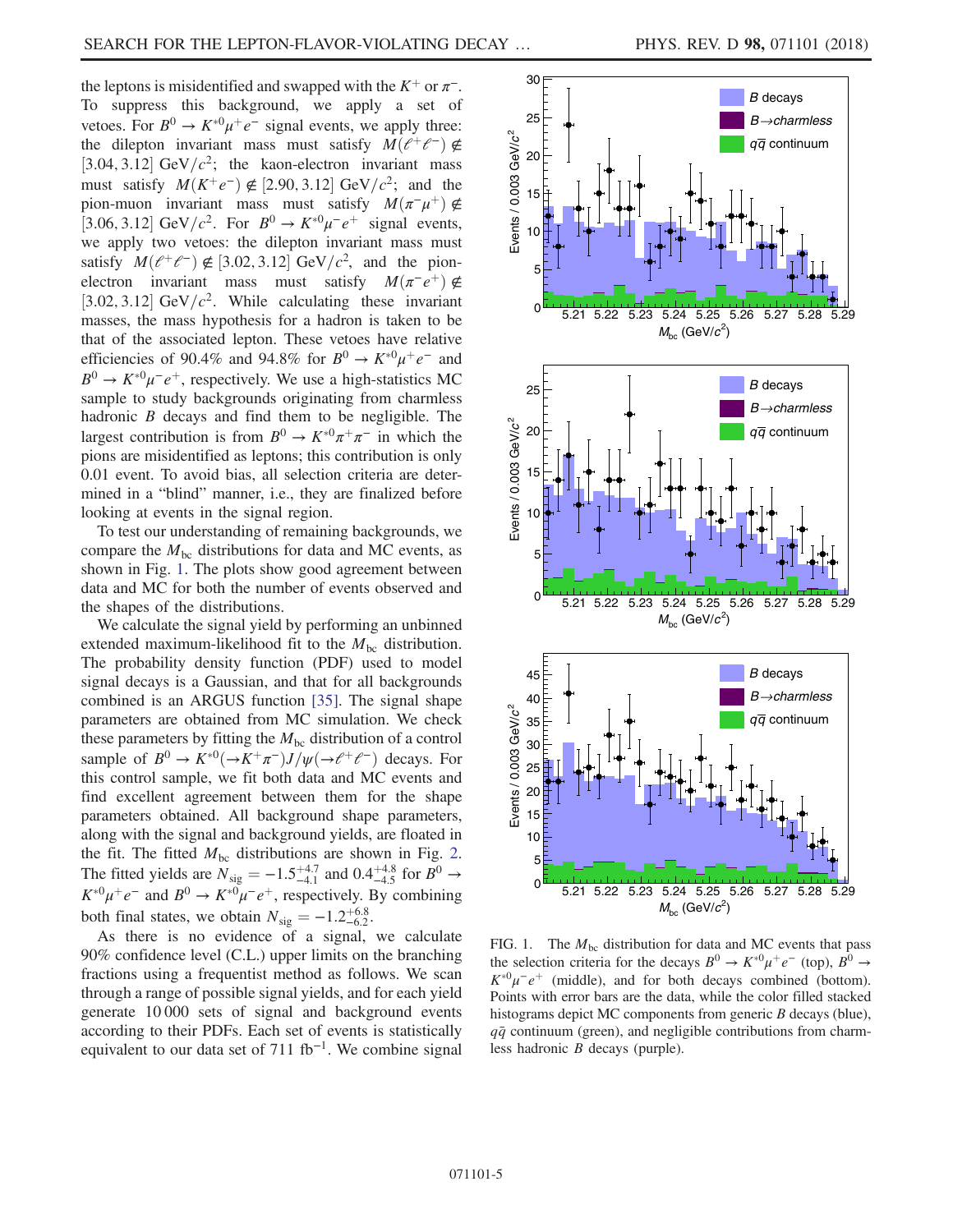the leptons is misidentified and swapped with the $K^+$ or $\pi^-$. To suppress this background, we apply a set of vetoes. For $B^0 \to K^{*0}\mu^+e^-$ signal events, we apply three: the dilepton invariant mass must satisfy $M(\ell^+\ell^-) \notin [3.04, 3.12]$ GeV/$c^2$; the kaon-electron invariant mass must satisfy $M(K^+e^-) \notin [2.90, 3.12]$ GeV/$c^2$; and the pion-muon invariant mass must satisfy $M(\pi^-\mu^+) \notin [3.06, 3.12]$ GeV/$c^2$. For $B^0 \to K^{*0}\mu^-e^+$ signal events, we apply two vetoes: the dilepton invariant mass must satisfy $M(\ell^+\ell^-) \notin [3.02, 3.12]$ GeV/$c^2$, and the pion-electron invariant mass must satisfy $M(\pi^-e^+) \notin [3.02, 3.12]$ GeV/$c^2$. While calculating these invariant masses, the mass hypothesis for a hadron is taken to be that of the associated lepton. These vetoes have relative efficiencies of 90.4% and 94.8% for $B^0 \to K^{*0}\mu^+e^-$ and $B^0 \to K^{*0}\mu^-e^+$, respectively. We use a high-statistics MC sample to study backgrounds originating from charmless hadronic $B$ decays and find them to be negligible. The largest contribution is from $B^0 \to K^{*0}\pi^+\pi^-$ in which the pions are misidentified as leptons; this contribution is only 0.01 event. To avoid bias, all selection criteria are determined in a "blind" manner, i.e., they are finalized before looking at events in the signal region.

To test our understanding of remaining backgrounds, we compare the $M_{\rm bc}$ distributions for data and MC events, as shown in Fig. 1. The plots show good agreement between data and MC for both the number of events observed and the shapes of the distributions.

We calculate the signal yield by performing an unbinned extended maximum-likelihood fit to the $M_{\rm bc}$ distribution. The probability density function (PDF) used to model signal decays is a Gaussian, and that for all backgrounds combined is an ARGUS function [35]. The signal shape parameters are obtained from MC simulation. We check these parameters by fitting the $M_{\rm bc}$ distribution of a control sample of $B^0 \to K^{*0}(\to K^+\pi^-)J/\psi(\to \ell^+\ell^-)$ decays. For this control sample, we fit both data and MC events and find excellent agreement between them for the shape parameters obtained. All background shape parameters, along with the signal and background yields, are floated in the fit. The fitted $M_{\rm bc}$ distributions are shown in Fig. 2. The fitted yields are $N_{\rm sig} = -1.5^{+4.7}_{-4.1}$ and $0.4^{+4.8}_{-4.5}$ for $B^0 \to K^{*0}\mu^+e^-$ and $B^0 \to K^{*0}\mu^-e^+$, respectively. By combining both final states, we obtain $N_{\rm sig} = -1.2^{+6.8}_{-6.2}$.

As there is no evidence of a signal, we calculate 90% confidence level (C.L.) upper limits on the branching fractions using a frequentist method as follows. We scan through a range of possible signal yields, and for each yield generate 10 000 sets of signal and background events according to their PDFs. Each set of events is statistically equivalent to our data set of 711 fb$^{-1}$. We combine signal

FIG. 1. The $M_{\rm bc}$ distribution for data and MC events that pass the selection criteria for the decays $B^0 \to K^{*0}\mu^+e^-$ (top), $B^0 \to K^{*0}\mu^-e^+$ (middle), and for both decays combined (bottom). Points with error bars are the data, while the color filled stacked histograms depict MC components from generic $B$ decays (blue), $q\bar{q}$ continuum (green), and negligible contributions from charmless hadronic $B$ decays (purple).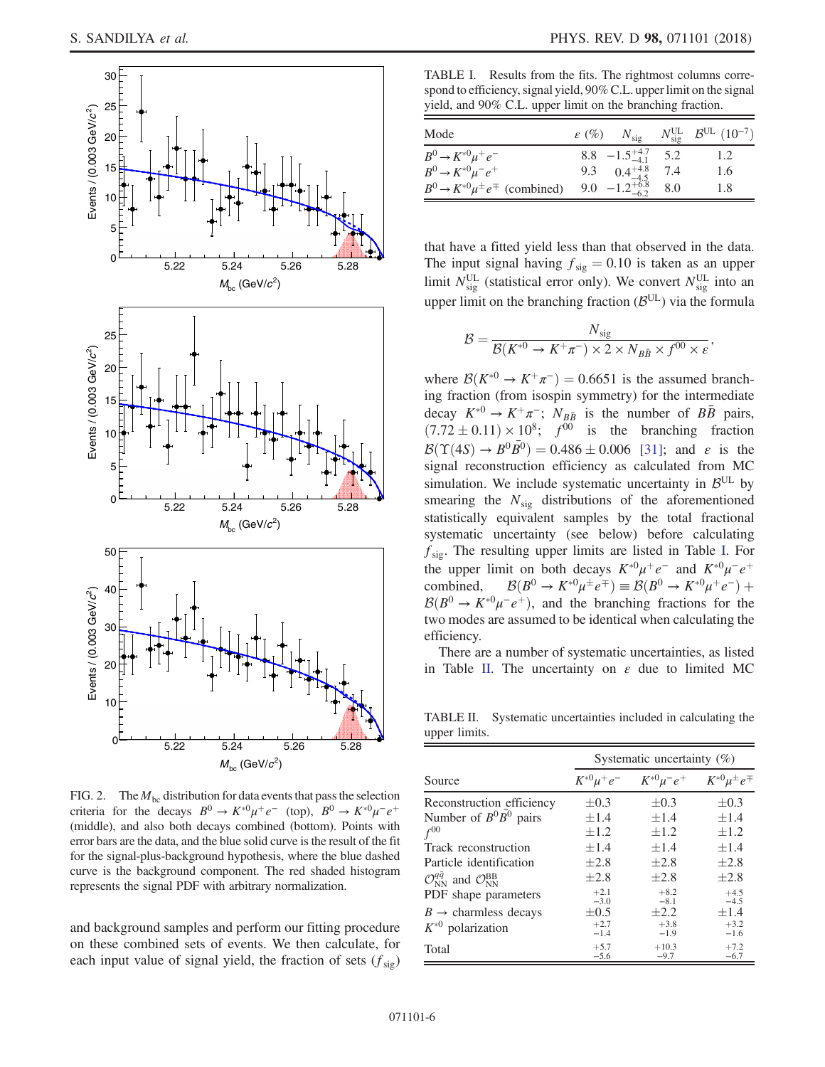FIG. 2. The $M_{\rm bc}$ distribution for data events that pass the selection criteria for the decays $B^0 \to K^{*0}\mu^+e^-$ (top), $B^0 \to K^{*0}\mu^-e^+$ (middle), and also both decays combined (bottom). Points with error bars are the data, and the blue solid curve is the result of the fit for the signal-plus-background hypothesis, where the blue dashed curve is the background component. The red shaded histogram represents the signal PDF with arbitrary normalization.

and background samples and perform our fitting procedure on these combined sets of events. We then calculate, for each input value of signal yield, the fraction of sets ($f_{\rm sig}$) that have a fitted yield less than that observed in the data. The input signal having $f_{\rm sig} = 0.10$ is taken as an upper limit $N_{\rm sig}^{\rm UL}$ (statistical error only). We convert $N_{\rm sig}^{\rm UL}$ into an upper limit on the branching fraction ($\mathcal{B}^{\rm UL}$) via the formula

$$\mathcal{B} = \frac{N_{\rm sig}}{\mathcal{B}(K^{*0} \to K^+\pi^-) \times 2 \times N_{B\bar{B}} \times f^{00} \times \varepsilon},$$

where $\mathcal{B}(K^{*0} \to K^+\pi^-) = 0.6651$ is the assumed branching fraction (from isospin symmetry) for the intermediate decay $K^{*0} \to K^+\pi^-$; $N_{B\bar{B}}$ is the number of $B\bar{B}$ pairs, $(7.72 \pm 0.11) \times 10^8$; $f^{00}$ is the branching fraction $\mathcal{B}(\Upsilon(4S) \to B^0\bar{B}^0) = 0.486 \pm 0.006$ [31]; and $\varepsilon$ is the signal reconstruction efficiency as calculated from MC simulation. We include systematic uncertainty in $\mathcal{B}^{\rm UL}$ by smearing the $N_{\rm sig}$ distributions of the aforementioned statistically equivalent samples by the total fractional systematic uncertainty (see below) before calculating $f_{\rm sig}$. The resulting upper limits are listed in Table I. For the upper limit on both decays $K^{*0}\mu^+e^-$ and $K^{*0}\mu^-e^+$ combined, $\mathcal{B}(B^0 \to K^{*0}\mu^\pm e^\mp) \equiv \mathcal{B}(B^0 \to K^{*0}\mu^+e^-) + \mathcal{B}(B^0 \to K^{*0}\mu^-e^+)$, and the branching fractions for the two modes are assumed to be identical when calculating the efficiency.

There are a number of systematic uncertainties, as listed in Table II. The uncertainty on $\varepsilon$ due to limited MC

TABLE I. Results from the fits. The rightmost columns correspond to efficiency, signal yield, 90% C.L. upper limit on the signal yield, and 90% C.L. upper limit on the branching fraction.

| Mode | $\varepsilon$ (%) | $N_{\rm sig}$ | $N_{\rm sig}^{\rm UL}$ | $\mathcal{B}^{\rm UL}$ $(10^{-7})$ |
|---|---|---|---|---|
| $B^0 \to K^{*0}\mu^+e^-$ | 8.8 | $-1.5^{+4.7}_{-4.1}$ | 5.2 | 1.2 |
| $B^0 \to K^{*0}\mu^-e^+$ | 9.3 | $0.4^{+4.8}_{-4.5}$ | 7.4 | 1.6 |
| $B^0 \to K^{*0}\mu^\pm e^\mp$ (combined) | 9.0 | $-1.2^{+6.8}_{-6.2}$ | 8.0 | 1.8 |

TABLE II. Systematic uncertainties included in calculating the upper limits.

| Source | Systematic uncertainty (%) | | |
|---|---|---|---|
| | $K^{*0}\mu^+e^-$ | $K^{*0}\mu^-e^+$ | $K^{*0}\mu^\pm e^\mp$ |
| Reconstruction efficiency | $\pm 0.3$ | $\pm 0.3$ | $\pm 0.3$ |
| Number of $B^0\bar{B}^0$ pairs | $\pm 1.4$ | $\pm 1.4$ | $\pm 1.4$ |
| $f^{00}$ | $\pm 1.2$ | $\pm 1.2$ | $\pm 1.2$ |
| Track reconstruction | $\pm 1.4$ | $\pm 1.4$ | $\pm 1.4$ |
| Particle identification | $\pm 2.8$ | $\pm 2.8$ | $\pm 2.8$ |
| $\mathcal{O}_{\rm NN}^{q\bar{q}}$ and $\mathcal{O}_{\rm NN}^{\rm BB}$ | $\pm 2.8$ | $\pm 2.8$ | $\pm 2.8$ |
| PDF shape parameters | ${}^{+2.1}_{-3.0}$ | ${}^{+8.2}_{-8.1}$ | ${}^{+4.5}_{-4.5}$ |
| $B \to$ charmless decays | $\pm 0.5$ | $\pm 2.2$ | $\pm 1.4$ |
| $K^{*0}$ polarization | ${}^{+2.7}_{-1.4}$ | ${}^{+3.8}_{-1.9}$ | ${}^{+3.2}_{-1.6}$ |
| Total | ${}^{+5.7}_{-5.6}$ | ${}^{+10.3}_{-9.7}$ | ${}^{+7.2}_{-6.7}$ |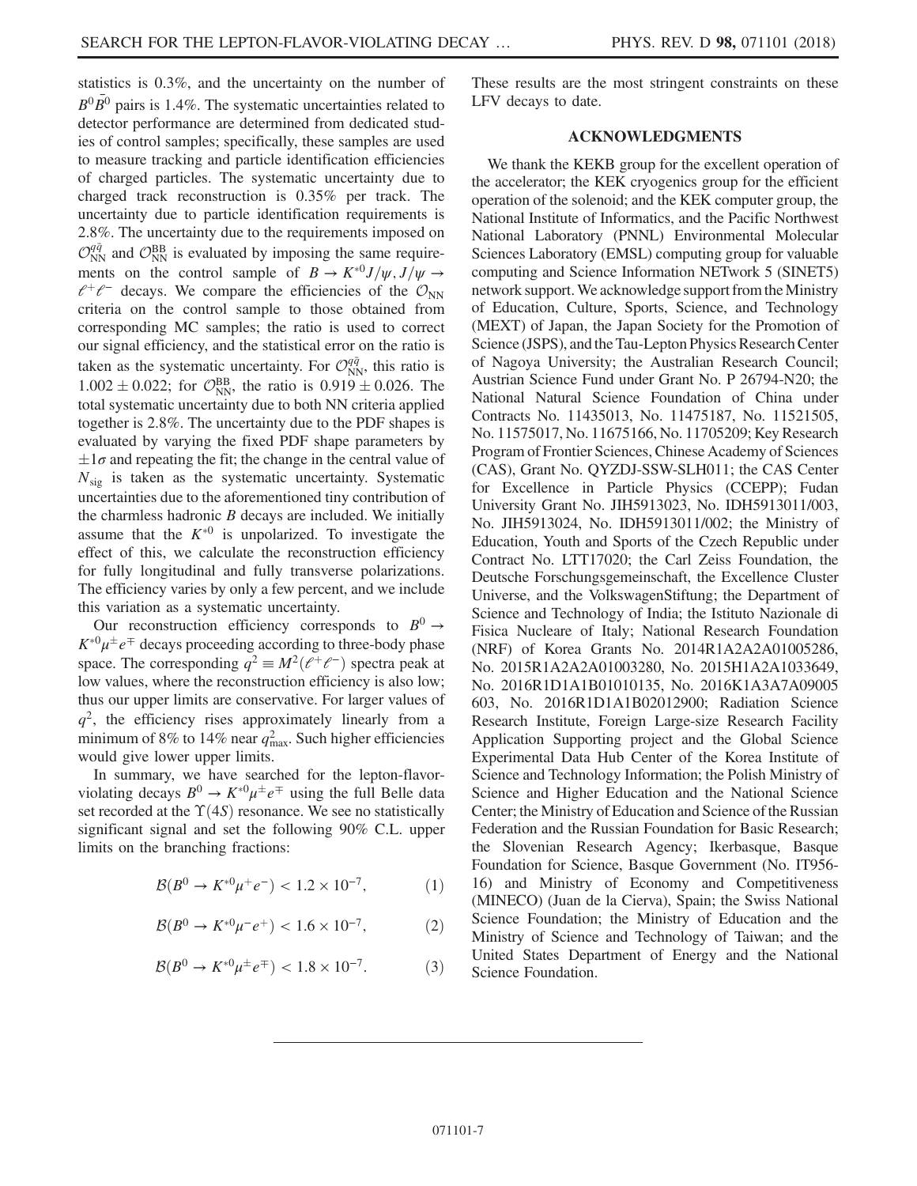statistics is 0.3%, and the uncertainty on the number of $B^0\bar{B}^0$ pairs is 1.4%. The systematic uncertainties related to detector performance are determined from dedicated studies of control samples; specifically, these samples are used to measure tracking and particle identification efficiencies of charged particles. The systematic uncertainty due to charged track reconstruction is 0.35% per track. The uncertainty due to particle identification requirements is 2.8%. The uncertainty due to the requirements imposed on $\mathcal{O}_{\rm NN}^{q\bar{q}}$ and $\mathcal{O}_{\rm NN}^{\rm BB}$ is evaluated by imposing the same requirements on the control sample of $B \to K^{*0}J/\psi, J/\psi \to \ell^+\ell^-$ decays. We compare the efficiencies of the $\mathcal{O}_{\rm NN}$ criteria on the control sample to those obtained from corresponding MC samples; the ratio is used to correct our signal efficiency, and the statistical error on the ratio is taken as the systematic uncertainty. For $\mathcal{O}_{\rm NN}^{q\bar{q}}$, this ratio is $1.002 \pm 0.022$; for $\mathcal{O}_{\rm NN}^{\rm BB}$, the ratio is $0.919 \pm 0.026$. The total systematic uncertainty due to both NN criteria applied together is 2.8%. The uncertainty due to the PDF shapes is evaluated by varying the fixed PDF shape parameters by $\pm 1\sigma$ and repeating the fit; the change in the central value of $N_{\rm sig}$ is taken as the systematic uncertainty. Systematic uncertainties due to the aforementioned tiny contribution of the charmless hadronic $B$ decays are included. We initially assume that the $K^{*0}$ is unpolarized. To investigate the effect of this, we calculate the reconstruction efficiency for fully longitudinal and fully transverse polarizations. The efficiency varies by only a few percent, and we include this variation as a systematic uncertainty.

Our reconstruction efficiency corresponds to $B^0 \to K^{*0}\mu^\pm e^\mp$ decays proceeding according to three-body phase space. The corresponding $q^2 \equiv M^2(\ell^+\ell^-)$ spectra peak at low values, where the reconstruction efficiency is also low; thus our upper limits are conservative. For larger values of $q^2$, the efficiency rises approximately linearly from a minimum of 8% to 14% near $q^2_{\rm max}$. Such higher efficiencies would give lower upper limits.

In summary, we have searched for the lepton-flavor-violating decays $B^0 \to K^{*0}\mu^\pm e^\mp$ using the full Belle data set recorded at the $\Upsilon(4S)$ resonance. We see no statistically significant signal and set the following 90% C.L. upper limits on the branching fractions:

$$\mathcal{B}(B^0 \to K^{*0}\mu^+e^-) < 1.2 \times 10^{-7}, \qquad (1)$$

$$\mathcal{B}(B^0 \to K^{*0}\mu^-e^+) < 1.6 \times 10^{-7}, \qquad (2)$$

$$\mathcal{B}(B^0 \to K^{*0}\mu^\pm e^\mp) < 1.8 \times 10^{-7}. \qquad (3)$$

These results are the most stringent constraints on these LFV decays to date.

## ACKNOWLEDGMENTS

We thank the KEKB group for the excellent operation of the accelerator; the KEK cryogenics group for the efficient operation of the solenoid; and the KEK computer group, the National Institute of Informatics, and the Pacific Northwest National Laboratory (PNNL) Environmental Molecular Sciences Laboratory (EMSL) computing group for valuable computing and Science Information NETwork 5 (SINET5) network support. We acknowledge support from the Ministry of Education, Culture, Sports, Science, and Technology (MEXT) of Japan, the Japan Society for the Promotion of Science (JSPS), and the Tau-Lepton Physics Research Center of Nagoya University; the Australian Research Council; Austrian Science Fund under Grant No. P 26794-N20; the National Natural Science Foundation of China under Contracts No. 11435013, No. 11475187, No. 11521505, No. 11575017, No. 11675166, No. 11705209; Key Research Program of Frontier Sciences, Chinese Academy of Sciences (CAS), Grant No. QYZDJ-SSW-SLH011; the CAS Center for Excellence in Particle Physics (CCEPP); Fudan University Grant No. JIH5913023, No. IDH5913011/003, No. JIH5913024, No. IDH5913011/002; the Ministry of Education, Youth and Sports of the Czech Republic under Contract No. LTT17020; the Carl Zeiss Foundation, the Deutsche Forschungsgemeinschaft, the Excellence Cluster Universe, and the VolkswagenStiftung; the Department of Science and Technology of India; the Istituto Nazionale di Fisica Nucleare of Italy; National Research Foundation (NRF) of Korea Grants No. 2014R1A2A2A01005286, No. 2015R1A2A2A01003280, No. 2015H1A2A1033649, No. 2016R1D1A1B01010135, No. 2016K1A3A7A09005603, No. 2016R1D1A1B02012900; Radiation Science Research Institute, Foreign Large-size Research Facility Application Supporting project and the Global Science Experimental Data Hub Center of the Korea Institute of Science and Technology Information; the Polish Ministry of Science and Higher Education and the National Science Center; the Ministry of Education and Science of the Russian Federation and the Russian Foundation for Basic Research; the Slovenian Research Agency; Ikerbasque, Basque Foundation for Science, Basque Government (No. IT956-16) and Ministry of Economy and Competitiveness (MINECO) (Juan de la Cierva), Spain; the Swiss National Science Foundation; the Ministry of Education and the Ministry of Science and Technology of Taiwan; and the United States Department of Energy and the National Science Foundation.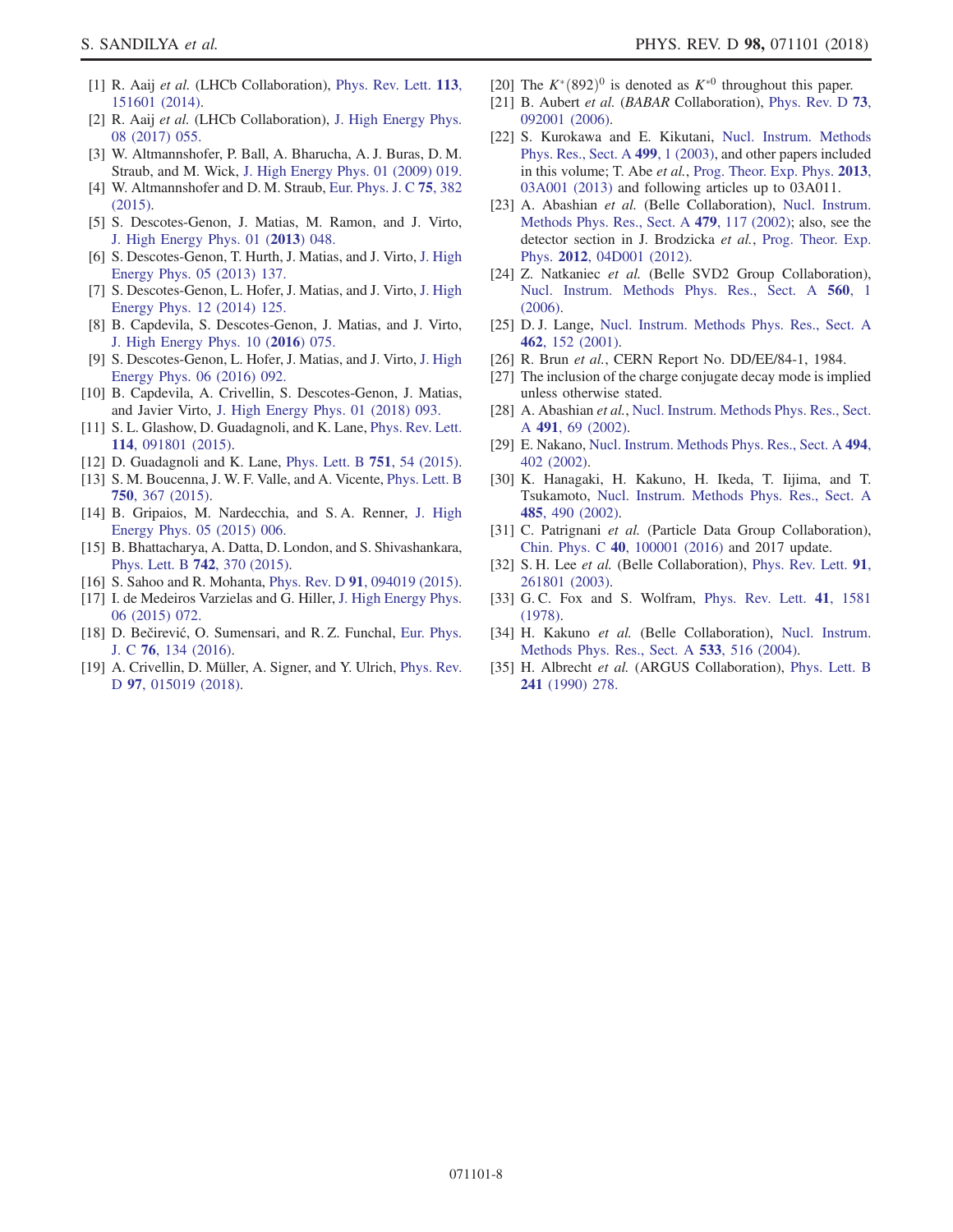[1] R. Aaij *et al.* (LHCb Collaboration), Phys. Rev. Lett. **113**, 151601 (2014).

[2] R. Aaij *et al.* (LHCb Collaboration), J. High Energy Phys. 08 (2017) 055.

[3] W. Altmannshofer, P. Ball, A. Bharucha, A. J. Buras, D. M. Straub, and M. Wick, J. High Energy Phys. 01 (2009) 019.

[4] W. Altmannshofer and D. M. Straub, Eur. Phys. J. C **75**, 382 (2015).

[5] S. Descotes-Genon, J. Matias, M. Ramon, and J. Virto, J. High Energy Phys. 01 (**2013**) 048.

[6] S. Descotes-Genon, T. Hurth, J. Matias, and J. Virto, J. High Energy Phys. 05 (2013) 137.

[7] S. Descotes-Genon, L. Hofer, J. Matias, and J. Virto, J. High Energy Phys. 12 (2014) 125.

[8] B. Capdevila, S. Descotes-Genon, J. Matias, and J. Virto, J. High Energy Phys. 10 (**2016**) 075.

[9] S. Descotes-Genon, L. Hofer, J. Matias, and J. Virto, J. High Energy Phys. 06 (2016) 092.

[10] B. Capdevila, A. Crivellin, S. Descotes-Genon, J. Matias, and Javier Virto, J. High Energy Phys. 01 (2018) 093.

[11] S. L. Glashow, D. Guadagnoli, and K. Lane, Phys. Rev. Lett. **114**, 091801 (2015).

[12] D. Guadagnoli and K. Lane, Phys. Lett. B **751**, 54 (2015).

[13] S. M. Boucenna, J. W. F. Valle, and A. Vicente, Phys. Lett. B **750**, 367 (2015).

[14] B. Gripaios, M. Nardecchia, and S. A. Renner, J. High Energy Phys. 05 (2015) 006.

[15] B. Bhattacharya, A. Datta, D. London, and S. Shivashankara, Phys. Lett. B **742**, 370 (2015).

[16] S. Sahoo and R. Mohanta, Phys. Rev. D **91**, 094019 (2015).

[17] I. de Medeiros Varzielas and G. Hiller, J. High Energy Phys. 06 (2015) 072.

[18] D. Bečirević, O. Sumensari, and R. Z. Funchal, Eur. Phys. J. C **76**, 134 (2016).

[19] A. Crivellin, D. Müller, A. Signer, and Y. Ulrich, Phys. Rev. D **97**, 015019 (2018).

[20] The $K^*(892)^0$ is denoted as $K^{*0}$ throughout this paper.

[21] B. Aubert *et al.* (*BABAR* Collaboration), Phys. Rev. D **73**, 092001 (2006).

[22] S. Kurokawa and E. Kikutani, Nucl. Instrum. Methods Phys. Res., Sect. A **499**, 1 (2003), and other papers included in this volume; T. Abe *et al.*, Prog. Theor. Exp. Phys. **2013**, 03A001 (2013) and following articles up to 03A011.

[23] A. Abashian *et al.* (Belle Collaboration), Nucl. Instrum. Methods Phys. Res., Sect. A **479**, 117 (2002); also, see the detector section in J. Brodzicka *et al.*, Prog. Theor. Exp. Phys. **2012**, 04D001 (2012).

[24] Z. Natkaniec *et al.* (Belle SVD2 Group Collaboration), Nucl. Instrum. Methods Phys. Res., Sect. A **560**, 1 (2006).

[25] D. J. Lange, Nucl. Instrum. Methods Phys. Res., Sect. A **462**, 152 (2001).

[26] R. Brun *et al.*, CERN Report No. DD/EE/84-1, 1984.

[27] The inclusion of the charge conjugate decay mode is implied unless otherwise stated.

[28] A. Abashian *et al.*, Nucl. Instrum. Methods Phys. Res., Sect. A **491**, 69 (2002).

[29] E. Nakano, Nucl. Instrum. Methods Phys. Res., Sect. A **494**, 402 (2002).

[30] K. Hanagaki, H. Kakuno, H. Ikeda, T. Iijima, and T. Tsukamoto, Nucl. Instrum. Methods Phys. Res., Sect. A **485**, 490 (2002).

[31] C. Patrignani *et al.* (Particle Data Group Collaboration), Chin. Phys. C **40**, 100001 (2016) and 2017 update.

[32] S. H. Lee *et al.* (Belle Collaboration), Phys. Rev. Lett. **91**, 261801 (2003).

[33] G. C. Fox and S. Wolfram, Phys. Rev. Lett. **41**, 1581 (1978).

[34] H. Kakuno *et al.* (Belle Collaboration), Nucl. Instrum. Methods Phys. Res., Sect. A **533**, 516 (2004).

[35] H. Albrecht *et al.* (ARGUS Collaboration), Phys. Lett. B **241** (1990) 278.